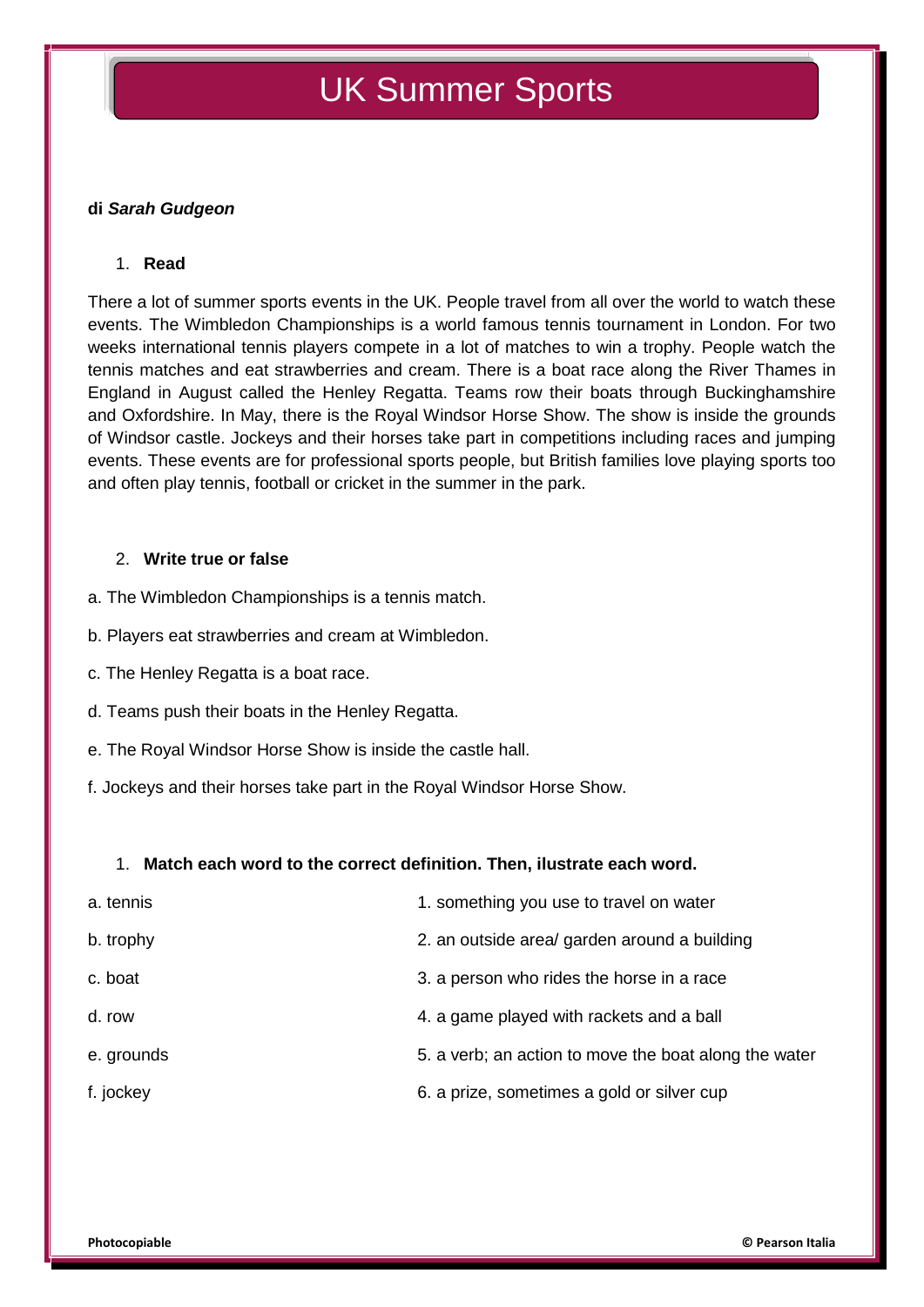# UK Summer Sports

**di *Sarah Gudgeon***

1. **Read**

There a lot of summer sports events in the UK. People travel from all over the world to watch these events. The Wimbledon Championships is a world famous tennis tournament in London. For two weeks international tennis players compete in a lot of matches to win a trophy. People watch the tennis matches and eat strawberries and cream. There is a boat race along the River Thames in England in August called the Henley Regatta. Teams row their boats through Buckinghamshire and Oxfordshire. In May, there is the Royal Windsor Horse Show. The show is inside the grounds of Windsor castle. Jockeys and their horses take part in competitions including races and jumping events. These events are for professional sports people, but British families love playing sports too and often play tennis, football or cricket in the summer in the park.

2. **Write true or false**

a. The Wimbledon Championships is a tennis match.

b. Players eat strawberries and cream at Wimbledon.

c. The Henley Regatta is a boat race.

d. Teams push their boats in the Henley Regatta.

e. The Royal Windsor Horse Show is inside the castle hall.

f. Jockeys and their horses take part in the Royal Windsor Horse Show.

1. **Match each word to the correct definition. Then, ilustrate each word.**

| | |
|---|---|
| a. tennis | 1. something you use to travel on water |
| b. trophy | 2. an outside area/ garden around a building |
| c. boat | 3. a person who rides the horse in a race |
| d. row | 4. a game played with rackets and a ball |
| e. grounds | 5. a verb; an action to move the boat along the water |
| f. jockey | 6. a prize, sometimes a gold or silver cup |

**Photocopiable** **© Pearson Italia**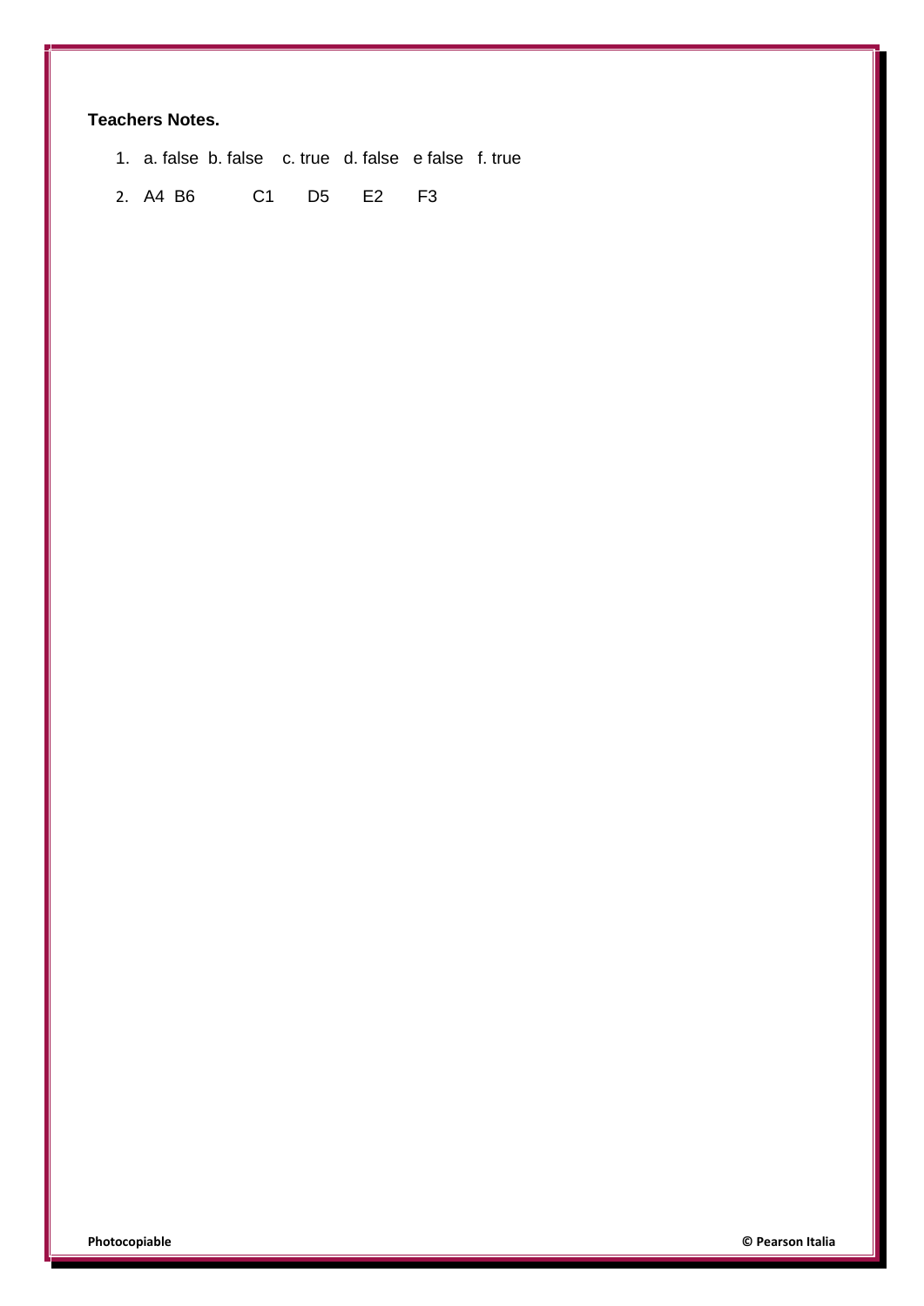**Teachers Notes.**

1. a. false b. false c. true d. false e false f. true
2. A4 B6 C1 D5 E2 F3